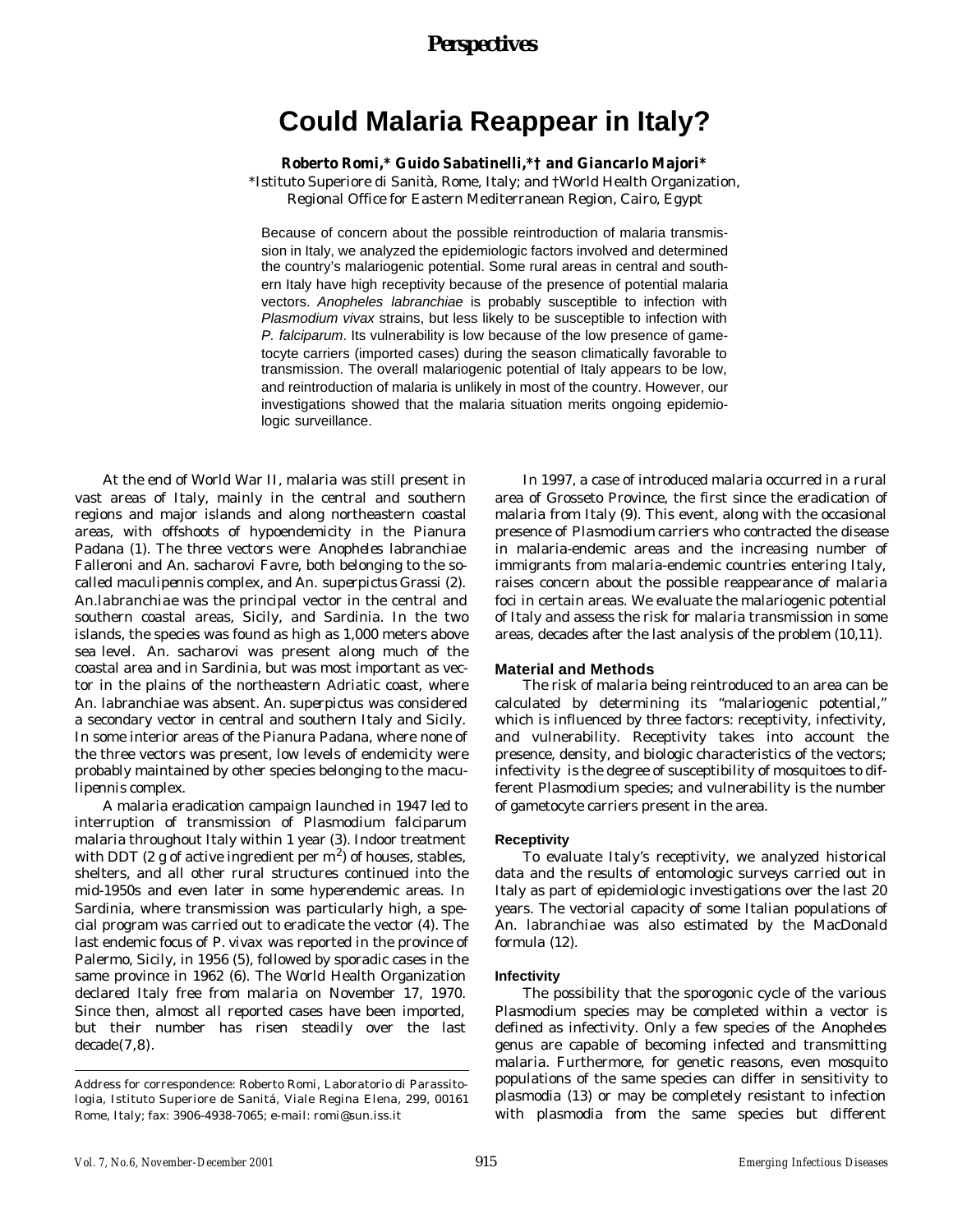**Perspectives**

# Could Malaria Reappear in Italy?

**Roberto Romi,\* Guido Sabatinelli,\*† and Giancarlo Majori\***

\*Istituto Superiore di Sanità, Rome, Italy; and †World Health Organization, Regional Office for Eastern Mediterranean Region, Cairo, Egypt

Because of concern about the possible reintroduction of malaria transmission in Italy, we analyzed the epidemiologic factors involved and determined the country's malariogenic potential. Some rural areas in central and southern Italy have high receptivity because of the presence of potential malaria vectors. *Anopheles labranchiae* is probably susceptible to infection with *Plasmodium vivax* strains, but less likely to be susceptible to infection with *P. falciparum*. Its vulnerability is low because of the low presence of gametocyte carriers (imported cases) during the season climatically favorable to transmission. The overall malariogenic potential of Italy appears to be low, and reintroduction of malaria is unlikely in most of the country. However, our investigations showed that the malaria situation merits ongoing epidemiologic surveillance.

At the end of World War II, malaria was still present in vast areas of Italy, mainly in the central and southern regions and major islands and along northeastern coastal areas, with offshoots of hypoendemicity in the Pianura Padana (1). The three vectors were *Anopheles labranchiae* Falleroni and *An. sacharovi* Favre, both belonging to the so-called *maculipennis* complex, and *An. superpictus* Grassi (2). *An.labranchiae* was the principal vector in the central and southern coastal areas, Sicily, and Sardinia. In the two islands, the species was found as high as 1,000 meters above sea level. *An. sacharovi* was present along much of the coastal area and in Sardinia, but was most important as vector in the plains of the northeastern Adriatic coast, where *An. labranchiae* was absent. *An. superpictus* was considered a secondary vector in central and southern Italy and Sicily. In some interior areas of the Pianura Padana, where none of the three vectors was present, low levels of endemicity were probably maintained by other species belonging to the *maculipennis* complex.

A malaria eradication campaign launched in 1947 led to interruption of transmission of *Plasmodium falciparum* malaria throughout Italy within 1 year (3). Indoor treatment with DDT (2 g of active ingredient per $m^2$) of houses, stables, shelters, and all other rural structures continued into the mid-1950s and even later in some hyperendemic areas. In Sardinia, where transmission was particularly high, a special program was carried out to eradicate the vector (4). The last endemic focus of *P. vivax* was reported in the province of Palermo, Sicily, in 1956 (5), followed by sporadic cases in the same province in 1962 (6). The World Health Organization declared Italy free from malaria on November 17, 1970. Since then, almost all reported cases have been imported, but their number has risen steadily over the last decade(7,8).

In 1997, a case of introduced malaria occurred in a rural area of Grosseto Province, the first since the eradication of malaria from Italy (9). This event, along with the occasional presence of *Plasmodium* carriers who contracted the disease in malaria-endemic areas and the increasing number of immigrants from malaria-endemic countries entering Italy, raises concern about the possible reappearance of malaria foci in certain areas. We evaluate the malariogenic potential of Italy and assess the risk for malaria transmission in some areas, decades after the last analysis of the problem (10,11).

## Material and Methods

The risk of malaria being reintroduced to an area can be calculated by determining its "malariogenic potential," which is influenced by three factors: receptivity, infectivity, and vulnerability. Receptivity takes into account the presence, density, and biologic characteristics of the vectors; infectivity is the degree of susceptibility of mosquitoes to different *Plasmodium* species; and vulnerability is the number of gametocyte carriers present in the area.

### Receptivity

To evaluate Italy's receptivity, we analyzed historical data and the results of entomologic surveys carried out in Italy as part of epidemiologic investigations over the last 20 years. The vectorial capacity of some Italian populations of *An. labranchiae* was also estimated by the MacDonald formula (12).

### Infectivity

The possibility that the sporogonic cycle of the various *Plasmodium* species may be completed within a vector is defined as infectivity. Only a few species of the *Anopheles* genus are capable of becoming infected and transmitting malaria. Furthermore, for genetic reasons, even mosquito populations of the same species can differ in sensitivity to plasmodia (13) or may be completely resistant to infection with plasmodia from the same species but different

Address for correspondence: Roberto Romi, Laboratorio di Parassitologia, Istituto Superiore de Sanitá, Viale Regina Elena, 299, 00161 Rome, Italy; fax: 3906-4938-7065; e-mail: romi@sun.iss.it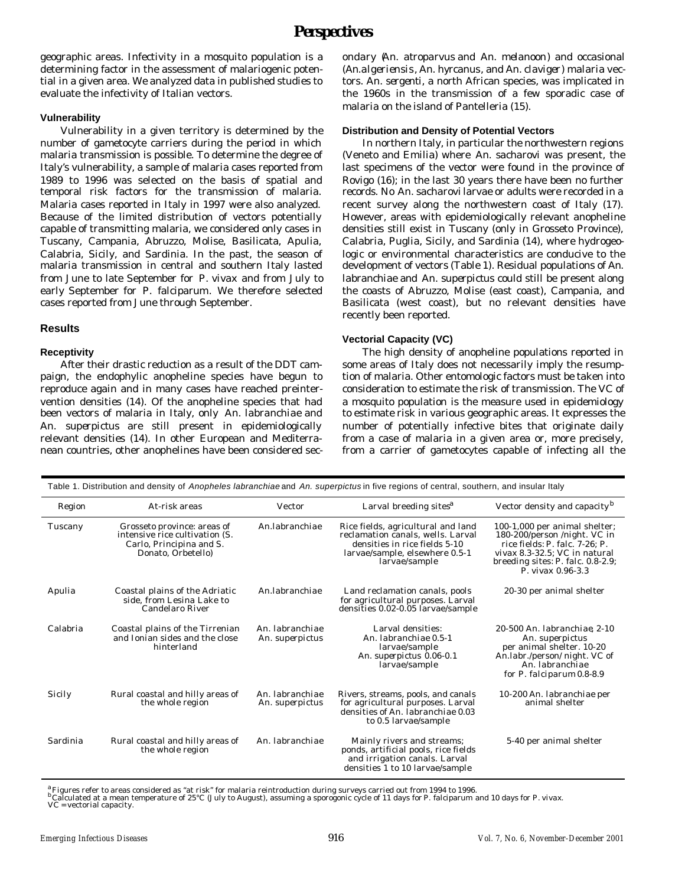geographic areas. Infectivity in a mosquito population is a determining factor in the assessment of malariogenic potential in a given area. We analyzed data in published studies to evaluate the infectivity of Italian vectors.

### Vulnerability

Vulnerability in a given territory is determined by the number of gametocyte carriers during the period in which malaria transmission is possible. To determine the degree of Italy's vulnerability, a sample of malaria cases reported from 1989 to 1996 was selected on the basis of spatial and temporal risk factors for the transmission of malaria. Malaria cases reported in Italy in 1997 were also analyzed. Because of the limited distribution of vectors potentially capable of transmitting malaria, we considered only cases in Tuscany, Campania, Abruzzo, Molise, Basilicata, Apulia, Calabria, Sicily, and Sardinia. In the past, the season of malaria transmission in central and southern Italy lasted from June to late September for *P. vivax* and from July to early September for *P. falciparum*. We therefore selected cases reported from June through September.

## Results

### Receptivity

After their drastic reduction as a result of the DDT campaign, the endophylic anopheline species have begun to reproduce again and in many cases have reached preintervention densities (14). Of the anopheline species that had been vectors of malaria in Italy, only *An. labranchiae* and *An. superpictus* are still present in epidemiologically relevant densities (14). In other European and Mediterranean countries, other anophelines have been considered secondary (*An. atroparvus* and *An. melanoon*) and occasional (*An.algeriensis*, *An. hyrcanus*, and *An. claviger*) malaria vectors. *An. sergenti*, a north African species, was implicated in the 1960s in the transmission of a few sporadic case of malaria on the island of Pantelleria (15).

### Distribution and Density of Potential Vectors

In northern Italy, in particular the northwestern regions (Veneto and Emilia) where *An. sacharovi* was present, the last specimens of the vector were found in the province of Rovigo (16); in the last 30 years there have been no further records. No *An. sacharovi* larvae or adults were recorded in a recent survey along the northwestern coast of Italy (17). However, areas with epidemiologically relevant anopheline densities still exist in Tuscany (only in Grosseto Province), Calabria, Puglia, Sicily, and Sardinia (14), where hydrogeologic or environmental characteristics are conducive to the development of vectors (Table 1). Residual populations of *An. labranchiae* and *An. superpictus* could still be present along the coasts of Abruzzo, Molise (east coast), Campania, and Basilicata (west coast), but no relevant densities have recently been reported.

### Vectorial Capacity (VC)

The high density of anopheline populations reported in some areas of Italy does not necessarily imply the resumption of malaria. Other entomologic factors must be taken into consideration to estimate the risk of transmission. The VC of a mosquito population is the measure used in epidemiology to estimate risk in various geographic areas. It expresses the number of potentially infective bites that originate daily from a case of malaria in a given area or, more precisely, from a carrier of gametocytes capable of infecting all the

Table 1. Distribution and density of *Anopheles labranchiae* and *An. superpictus* in five regions of central, southern, and insular Italy

| Region | At-risk areas | Vector | Larval breeding sites[a] | Vector density and capacity[b] |
|---|---|---|---|---|
| Tuscany | Grosseto province: areas of intensive rice cultivation (S. Carlo, Principina and S. Donato, Orbetello) | An.labranchiae | Rice fields, agricultural and land reclamation canals, wells. Larval densities in rice fields 5-10 larvae/sample, elsewhere 0.5-1 larvae/sample | 100-1,000 per animal shelter; 180-200/person /night. VC in rice fields: P. falc. 7-26; P. vivax 8.3-32.5; VC in natural breeding sites: P. falc. 0.8-2.9; P. vivax 0.96-3.3 |
| Apulia | Coastal plains of the Adriatic side, from Lesina Lake to Candelaro River | An.labranchiae | Land reclamation canals, pools for agricultural purposes. Larval densities 0.02-0.05 larvae/sample | 20-30 per animal shelter |
| Calabria | Coastal plains of the Tirrenian and Ionian sides and the close hinterland | An. labranchiae An. superpictus | Larval densities: An. labranchiae 0.5-1 larvae/sample An. superpictus 0.06-0.1 larvae/sample | 20-500 An. labranchiae, 2-10 An. superpictus per animal shelter. 10-20 An.labr./person/ night. VC of An. labranchiae for P. falciparum 0.8-8.9 |
| Sicily | Rural coastal and hilly areas of the whole region | An. labranchiae An. superpictus | Rivers, streams, pools, and canals for agricultural purposes. Larval densities of An. labranchiae 0.03 to 0.5 larvae/sample | 10-200 An. labranchiae per animal shelter |
| Sardinia | Rural coastal and hilly areas of the whole region | An. labranchiae | Mainly rivers and streams; ponds, artificial pools, rice fields and irrigation canals. Larval densities 1 to 10 larvae/sample | 5-40 per animal shelter |

[a] Figures refer to areas considered as "at risk" for malaria reintroduction during surveys carried out from 1994 to 1996.
[b] Calculated at a mean temperature of 25°C (July to August), assuming a sporogonic cycle of 11 days for P. falciparum and 10 days for P. vivax.
VC = vectorial capacity.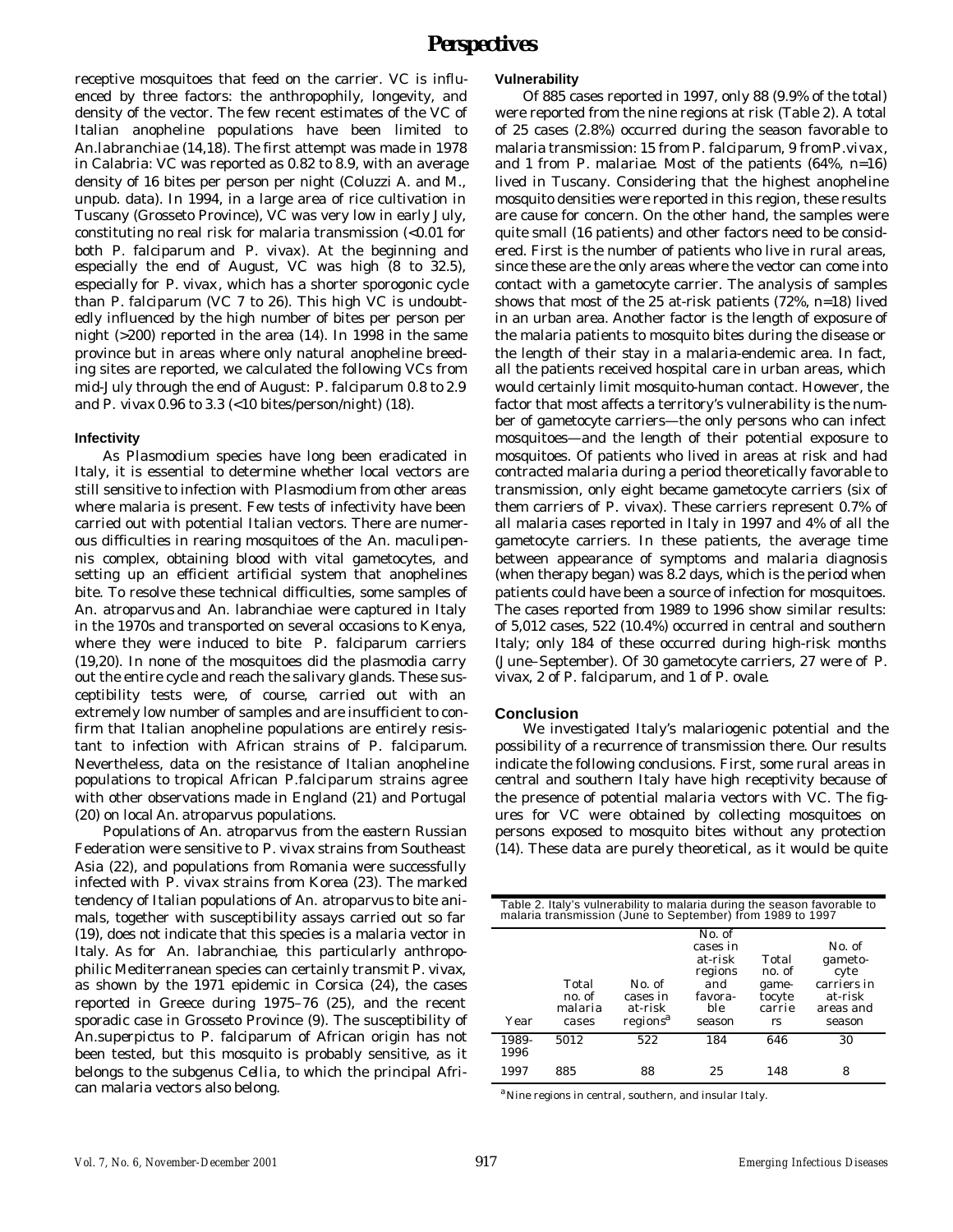receptive mosquitoes that feed on the carrier. VC is influenced by three factors: the anthropophily, longevity, and density of the vector. The few recent estimates of the VC of Italian anopheline populations have been limited to *An.labranchiae* (14,18). The first attempt was made in 1978 in Calabria: VC was reported as 0.82 to 8.9, with an average density of 16 bites per person per night (Coluzzi A. and M., unpub. data). In 1994, in a large area of rice cultivation in Tuscany (Grosseto Province), VC was very low in early July, constituting no real risk for malaria transmission (<0.01 for both *P. falciparum* and *P. vivax*). At the beginning and especially the end of August, VC was high (8 to 32.5), especially for *P. vivax*, which has a shorter sporogonic cycle than *P. falciparum* (VC 7 to 26). This high VC is undoubtedly influenced by the high number of bites per person per night (>200) reported in the area (14). In 1998 in the same province but in areas where only natural anopheline breeding sites are reported, we calculated the following VCs from mid-July through the end of August: *P. falciparum* 0.8 to 2.9 and *P. vivax* 0.96 to 3.3 (<10 bites/person/night) (18).

### Infectivity

As *Plasmodium* species have long been eradicated in Italy, it is essential to determine whether local vectors are still sensitive to infection with *Plasmodium* from other areas where malaria is present. Few tests of infectivity have been carried out with potential Italian vectors. There are numerous difficulties in rearing mosquitoes of the *An. maculipennis* complex, obtaining blood with vital gametocytes, and setting up an efficient artificial system that anophelines bite. To resolve these technical difficulties, some samples of *An. atroparvus* and *An. labranchiae* were captured in Italy in the 1970s and transported on several occasions to Kenya, where they were induced to bite *P. falciparum* carriers (19,20). In none of the mosquitoes did the plasmodia carry out the entire cycle and reach the salivary glands. These susceptibility tests were, of course, carried out with an extremely low number of samples and are insufficient to confirm that Italian anopheline populations are entirely resistant to infection with African strains of *P. falciparum*. Nevertheless, data on the resistance of Italian anopheline populations to tropical African *P.falciparum* strains agree with other observations made in England (21) and Portugal (20) on local *An. atroparvus* populations.

Populations of *An. atroparvus* from the eastern Russian Federation were sensitive to *P. vivax* strains from Southeast Asia (22), and populations from Romania were successfully infected with *P. vivax* strains from Korea (23). The marked tendency of Italian populations of *An. atroparvus* to bite animals, together with susceptibility assays carried out so far (19), does not indicate that this species is a malaria vector in Italy. As for *An. labranchiae*, this particularly anthropophilic Mediterranean species can certainly transmit *P. vivax*, as shown by the 1971 epidemic in Corsica (24), the cases reported in Greece during 1975–76 (25), and the recent sporadic case in Grosseto Province (9). The susceptibility of *An.superpictus* to *P. falciparum* of African origin has not been tested, but this mosquito is probably sensitive, as it belongs to the subgenus *Cellia*, to which the principal African malaria vectors also belong.

### Vulnerability

Of 885 cases reported in 1997, only 88 (9.9% of the total) were reported from the nine regions at risk (Table 2). A total of 25 cases (2.8%) occurred during the season favorable to malaria transmission: 15 from *P. falciparum*, 9 from *P.vivax*, and 1 from *P. malariae*. Most of the patients (64%, n=16) lived in Tuscany. Considering that the highest anopheline mosquito densities were reported in this region, these results are cause for concern. On the other hand, the samples were quite small (16 patients) and other factors need to be considered. First is the number of patients who live in rural areas, since these are the only areas where the vector can come into contact with a gametocyte carrier. The analysis of samples shows that most of the 25 at-risk patients (72%, n=18) lived in an urban area. Another factor is the length of exposure of the malaria patients to mosquito bites during the disease or the length of their stay in a malaria-endemic area. In fact, all the patients received hospital care in urban areas, which would certainly limit mosquito-human contact. However, the factor that most affects a territory's vulnerability is the number of gametocyte carriers—the only persons who can infect mosquitoes—and the length of their potential exposure to mosquitoes. Of patients who lived in areas at risk and had contracted malaria during a period theoretically favorable to transmission, only eight became gametocyte carriers (six of them carriers of *P. vivax*). These carriers represent 0.7% of all malaria cases reported in Italy in 1997 and 4% of all the gametocyte carriers. In these patients, the average time between appearance of symptoms and malaria diagnosis (when therapy began) was 8.2 days, which is the period when patients could have been a source of infection for mosquitoes. The cases reported from 1989 to 1996 show similar results: of 5,012 cases, 522 (10.4%) occurred in central and southern Italy; only 184 of these occurred during high-risk months (June–September). Of 30 gametocyte carriers, 27 were of *P. vivax*, 2 of *P. falciparum*, and 1 of *P. ovale*.

## Conclusion

We investigated Italy's malariogenic potential and the possibility of a recurrence of transmission there. Our results indicate the following conclusions. First, some rural areas in central and southern Italy have high receptivity because of the presence of potential malaria vectors with VC. The figures for VC were obtained by collecting mosquitoes on persons exposed to mosquito bites without any protection (14). These data are purely theoretical, as it would be quite

Table 2. Italy's vulnerability to malaria during the season favorable to malaria transmission (June to September) from 1989 to 1997

| Year | Total no. of malaria cases | No. of cases in at-risk regions[a] | No. of cases in at-risk regions and favorable season | Total no. of gametocyte carriers | No. of gametocyte carriers in at-risk areas and season |
|---|---|---|---|---|---|
| 1989-1996 | 5012 | 522 | 184 | 646 | 30 |
| 1997 | 885 | 88 | 25 | 148 | 8 |

[a]Nine regions in central, southern, and insular Italy.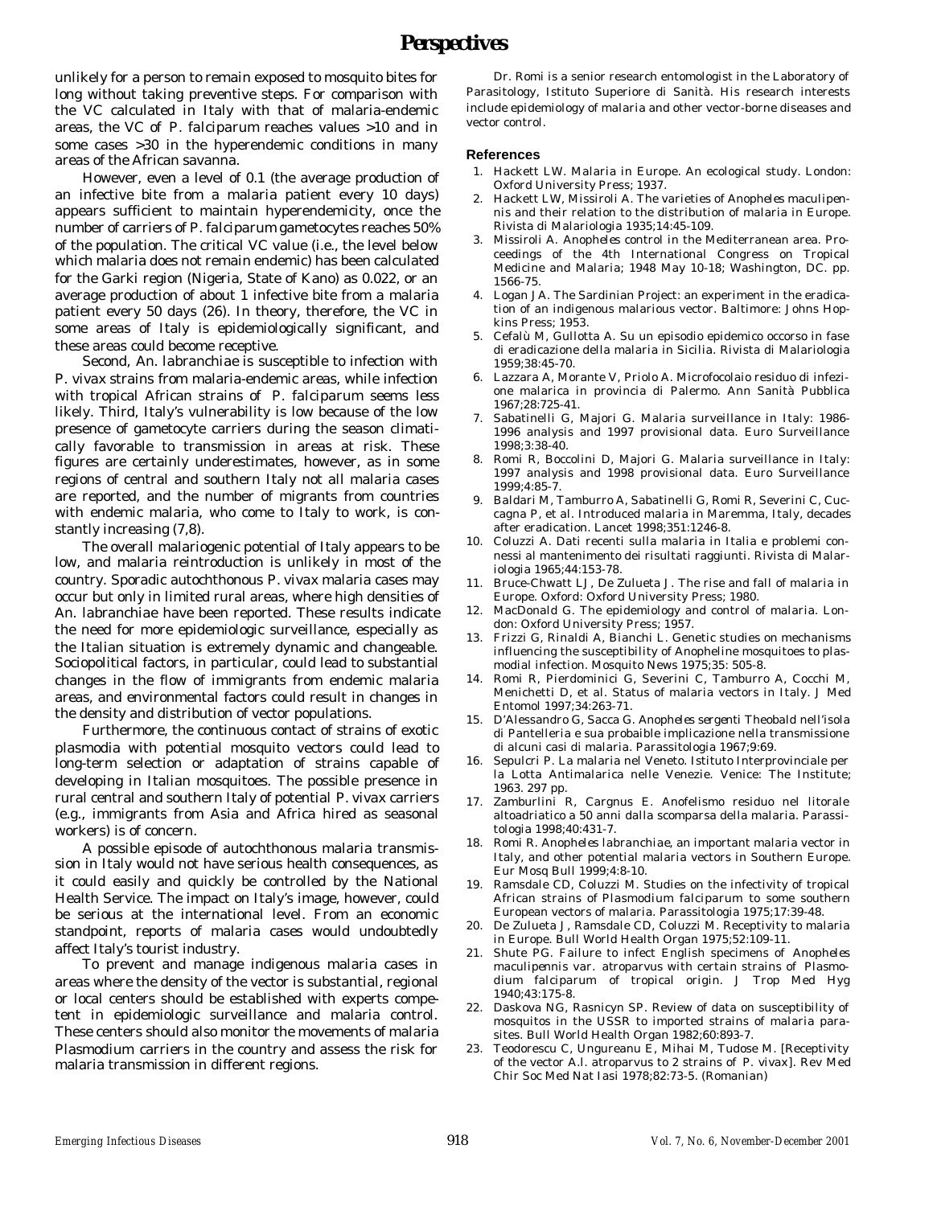unlikely for a person to remain exposed to mosquito bites for long without taking preventive steps. For comparison with the VC calculated in Italy with that of malaria-endemic areas, the VC of *P. falciparum* reaches values >10 and in some cases >30 in the hyperendemic conditions in many areas of the African savanna.

However, even a level of 0.1 (the average production of an infective bite from a malaria patient every 10 days) appears sufficient to maintain hyperendemicity, once the number of carriers of *P. falciparum* gametocytes reaches 50% of the population. The critical VC value (i.e., the level below which malaria does not remain endemic) has been calculated for the Garki region (Nigeria, State of Kano) as 0.022, or an average production of about 1 infective bite from a malaria patient every 50 days (26). In theory, therefore, the VC in some areas of Italy is epidemiologically significant, and these areas could become receptive.

Second, *An. labranchiae* is susceptible to infection with *P. vivax* strains from malaria-endemic areas, while infection with tropical African strains of *P. falciparum* seems less likely. Third, Italy's vulnerability is low because of the low presence of gametocyte carriers during the season climatically favorable to transmission in areas at risk. These figures are certainly underestimates, however, as in some regions of central and southern Italy not all malaria cases are reported, and the number of migrants from countries with endemic malaria, who come to Italy to work, is constantly increasing (7,8).

The overall malariogenic potential of Italy appears to be low, and malaria reintroduction is unlikely in most of the country. Sporadic autochthonous *P. vivax* malaria cases may occur but only in limited rural areas, where high densities of *An. labranchiae* have been reported. These results indicate the need for more epidemiologic surveillance, especially as the Italian situation is extremely dynamic and changeable. Sociopolitical factors, in particular, could lead to substantial changes in the flow of immigrants from endemic malaria areas, and environmental factors could result in changes in the density and distribution of vector populations.

Furthermore, the continuous contact of strains of exotic plasmodia with potential mosquito vectors could lead to long-term selection or adaptation of strains capable of developing in Italian mosquitoes. The possible presence in rural central and southern Italy of potential *P. vivax* carriers (e.g., immigrants from Asia and Africa hired as seasonal workers) is of concern.

A possible episode of autochthonous malaria transmission in Italy would not have serious health consequences, as it could easily and quickly be controlled by the National Health Service. The impact on Italy's image, however, could be serious at the international level. From an economic standpoint, reports of malaria cases would undoubtedly affect Italy's tourist industry.

To prevent and manage indigenous malaria cases in areas where the density of the vector is substantial, regional or local centers should be established with experts competent in epidemiologic surveillance and malaria control. These centers should also monitor the movements of malaria Plasmodium carriers in the country and assess the risk for malaria transmission in different regions.

Dr. Romi is a senior research entomologist in the Laboratory of Parasitology, Istituto Superiore di Sanità. His research interests include epidemiology of malaria and other vector-borne diseases and vector control.

## References

1. Hackett LW. Malaria in Europe. An ecological study. London: Oxford University Press; 1937.
2. Hackett LW, Missiroli A. The varieties of *Anopheles maculipennis* and their relation to the distribution of malaria in Europe. Rivista di Malariologia 1935;14:45-109.
3. Missiroli A. *Anopheles* control in the Mediterranean area. Proceedings of the 4th International Congress on Tropical Medicine and Malaria; 1948 May 10-18; Washington, DC. pp. 1566-75.
4. Logan JA. The Sardinian Project: an experiment in the eradication of an indigenous malarious vector. Baltimore: Johns Hopkins Press; 1953.
5. Cefalù M, Gullotta A. Su un episodio epidemico occorso in fase di eradicazione della malaria in Sicilia. Rivista di Malariologia 1959;38:45-70.
6. Lazzara A, Morante V, Priolo A. Microfocolaio residuo di infezione malarica in provincia di Palermo. Ann Sanità Pubblica 1967;28:725-41.
7. Sabatinelli G, Majori G. Malaria surveillance in Italy: 1986-1996 analysis and 1997 provisional data. Euro Surveillance 1998;3:38-40.
8. Romi R, Boccolini D, Majori G. Malaria surveillance in Italy: 1997 analysis and 1998 provisional data. Euro Surveillance 1999;4:85-7.
9. Baldari M, Tamburro A, Sabatinelli G, Romi R, Severini C, Cuccagna P, et al. Introduced malaria in Maremma, Italy, decades after eradication. Lancet 1998;351:1246-8.
10. Coluzzi A. Dati recenti sulla malaria in Italia e problemi connessi al mantenimento dei risultati raggiunti. Rivista di Malariologia 1965;44:153-78.
11. Bruce-Chwatt LJ, De Zulueta J. The rise and fall of malaria in Europe. Oxford: Oxford University Press; 1980.
12. MacDonald G. The epidemiology and control of malaria. London: Oxford University Press; 1957.
13. Frizzi G, Rinaldi A, Bianchi L. Genetic studies on mechanisms influencing the susceptibility of Anopheline mosquitoes to plasmodial infection. Mosquito News 1975;35: 505-8.
14. Romi R, Pierdominici G, Severini C, Tamburro A, Cocchi M, Menichetti D, et al. Status of malaria vectors in Italy. J Med Entomol 1997;34:263-71.
15. D'Alessandro G, Sacca G. *Anopheles sergenti* Theobald nell'isola di Pantelleria e sua probaible implicazione nella transmissione di alcuni casi di malaria. Parassitologia 1967;9:69.
16. Sepulcri P. La malaria nel Veneto. Istituto Interprovinciale per la Lotta Antimalarica nelle Venezie. Venice: The Institute; 1963. 297 pp.
17. Zamburlini R, Cargnus E. Anofelismo residuo nel litorale altoadriatico a 50 anni dalla scomparsa della malaria. Parassitologia 1998;40:431-7.
18. Romi R. *Anopheles labranchiae*, an important malaria vector in Italy, and other potential malaria vectors in Southern Europe. Eur Mosq Bull 1999;4:8-10.
19. Ramsdale CD, Coluzzi M. Studies on the infectivity of tropical African strains of Plasmodium falciparum to some southern European vectors of malaria. Parassitologia 1975;17:39-48.
20. De Zulueta J, Ramsdale CD, Coluzzi M. Receptivity to malaria in Europe. Bull World Health Organ 1975;52:109-11.
21. Shute PG. Failure to infect English specimens of *Anopheles maculipennis* var. *atroparvus* with certain strains of *Plasmodium falciparum* of tropical origin. J Trop Med Hyg 1940;43:175-8.
22. Daskova NG, Rasnicyn SP. Review of data on susceptibility of mosquitoes in the USSR to imported strains of malaria parasites. Bull World Health Organ 1982;60:893-7.
23. Teodorescu C, Ungureanu E, Mihai M, Tudose M. [Receptivity of the vector A.l. atroparvus to 2 strains of P. vivax]. Rev Med Chir Soc Med Nat Iasi 1978;82:73-5. (Romanian)